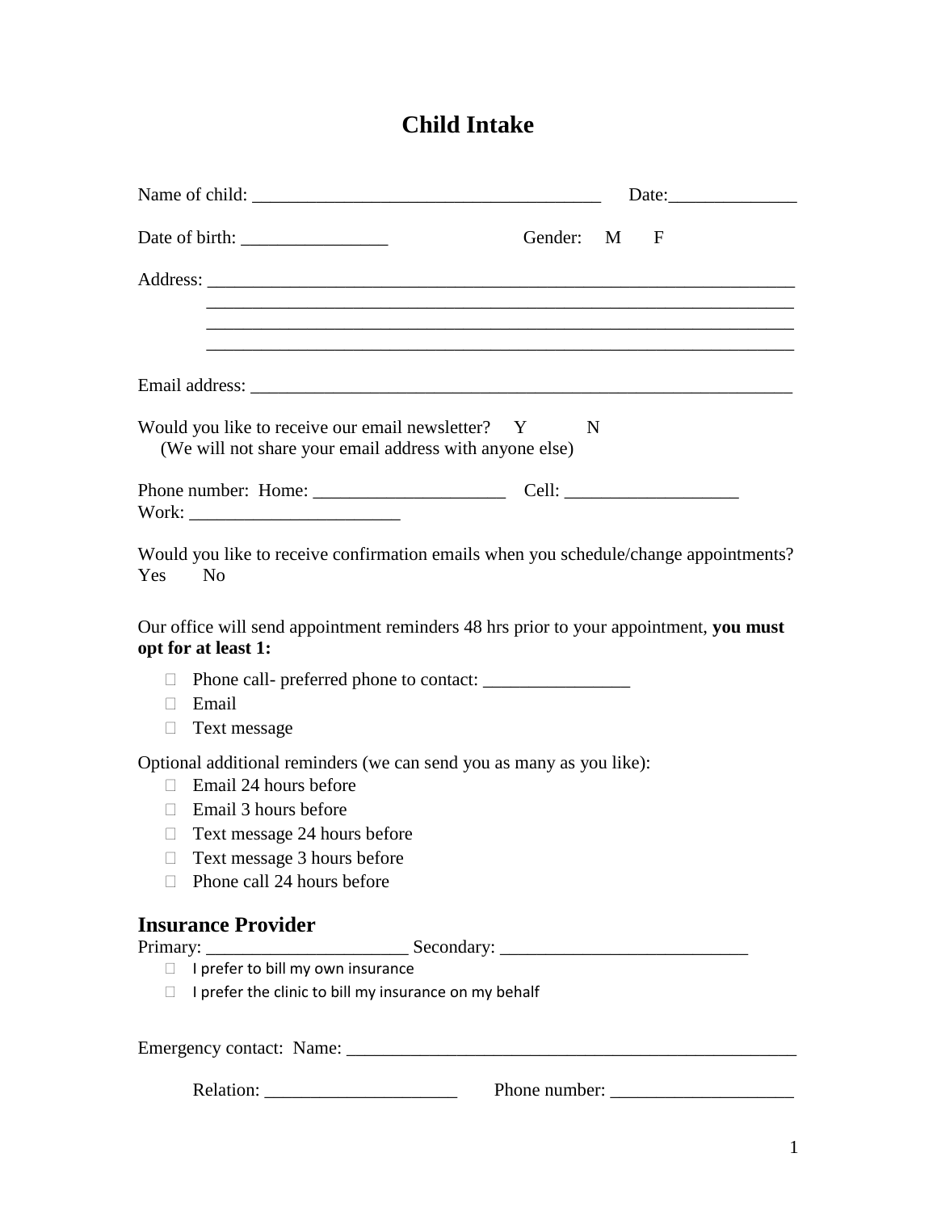# Child Intake

Name of child: _____________________________________ Date:______________

Date of birth: ________________ Gender: M F

Address: ____________________________________________________________________
____________________________________________________________________
____________________________________________________________________
____________________________________________________________________

Email address: ____________________________________________________________

Would you like to receive our email newsletter? Y N
(We will not share your email address with anyone else)

Phone number: Home: _____________________ Cell: ___________________
Work: _______________________

Would you like to receive confirmation emails when you schedule/change appointments?
Yes No

Our office will send appointment reminders 48 hrs prior to your appointment, **you must opt for at least 1:**

- ☐ Phone call- preferred phone to contact: ________________
- ☐ Email
- ☐ Text message

Optional additional reminders (we can send you as many as you like):

- ☐ Email 24 hours before
- ☐ Email 3 hours before
- ☐ Text message 24 hours before
- ☐ Text message 3 hours before
- ☐ Phone call 24 hours before

## Insurance Provider

Primary: ______________________ Secondary: ___________________________

- ☐ I prefer to bill my own insurance
- ☐ I prefer the clinic to bill my insurance on my behalf

Emergency contact: Name: ___________________________________________________

Relation: _____________________ Phone number: ____________________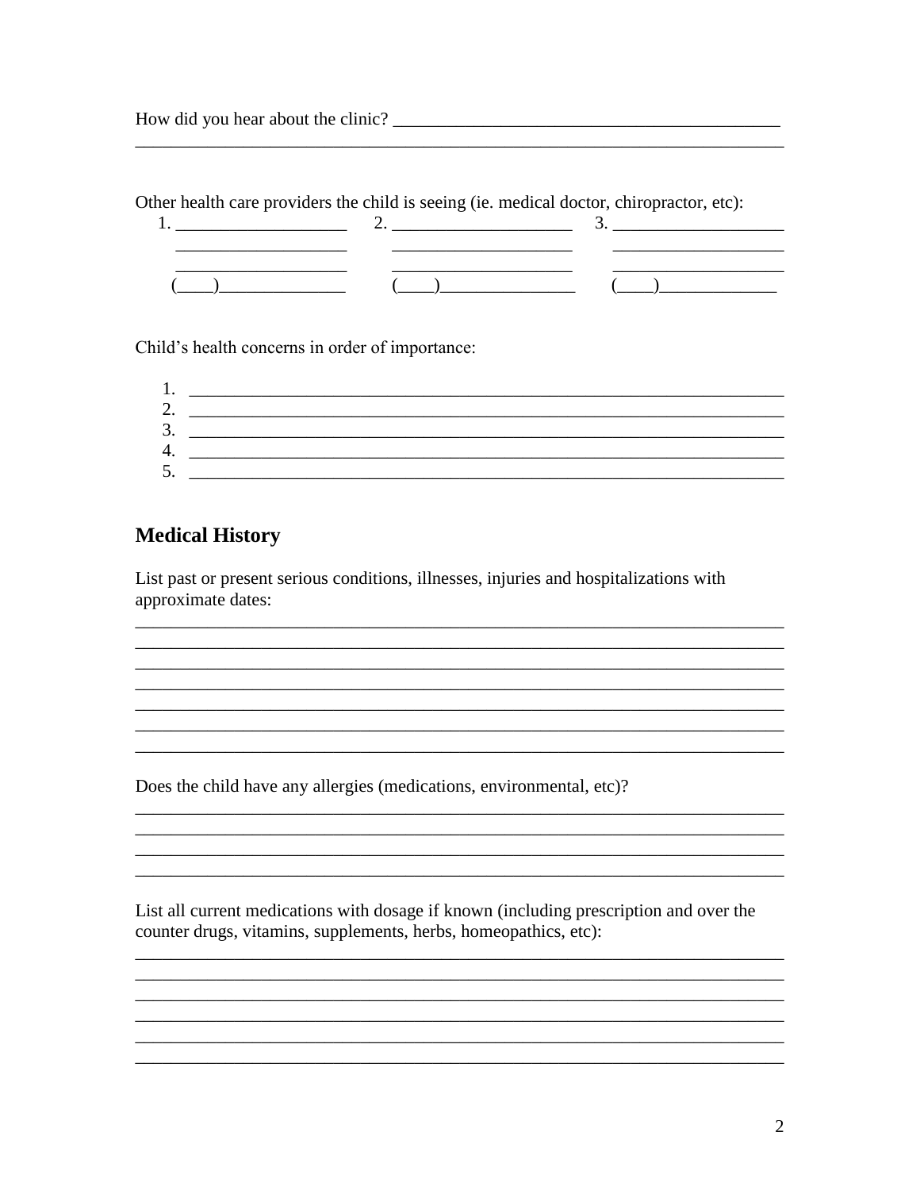How did you hear about the clinic? ____________________________________________
_____________________________________________________________________________

Other health care providers the child is seeing (ie. medical doctor, chiropractor, etc):

| 1. ___________________ | 2. ____________________ | 3. ___________________ |
|---|---|---|
| ___________________ | ____________________ | ___________________ |
| ___________________ | ____________________ | ___________________ |
| (____)______________ | (____)_______________ | (____)_____________ |

Child's health concerns in order of importance:

1. _____________________________________________________________________
2. _____________________________________________________________________
3. _____________________________________________________________________
4. _____________________________________________________________________
5. _____________________________________________________________________

## Medical History

List past or present serious conditions, illnesses, injuries and hospitalizations with approximate dates:

_____________________________________________________________________________
_____________________________________________________________________________
_____________________________________________________________________________
_____________________________________________________________________________
_____________________________________________________________________________
_____________________________________________________________________________
_____________________________________________________________________________

Does the child have any allergies (medications, environmental, etc)?

_____________________________________________________________________________
_____________________________________________________________________________
_____________________________________________________________________________
_____________________________________________________________________________

List all current medications with dosage if known (including prescription and over the counter drugs, vitamins, supplements, herbs, homeopathics, etc):

_____________________________________________________________________________
_____________________________________________________________________________
_____________________________________________________________________________
_____________________________________________________________________________
_____________________________________________________________________________
_____________________________________________________________________________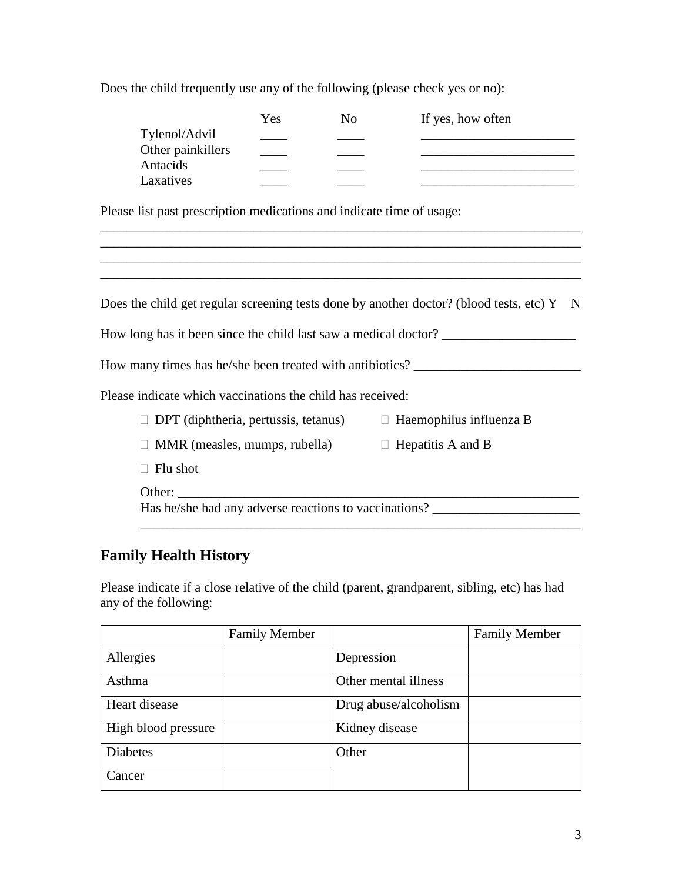Does the child frequently use any of the following (please check yes or no):

| | Yes | No | If yes, how often |
|---|---|---|---|
| Tylenol/Advil | ____ | ____ | ________________________ |
| Other painkillers | ____ | ____ | ________________________ |
| Antacids | ____ | ____ | ________________________ |
| Laxatives | ____ | ____ | ________________________ |

Please list past prescription medications and indicate time of usage:

____________________________________________________________________________
____________________________________________________________________________
____________________________________________________________________________
____________________________________________________________________________

Does the child get regular screening tests done by another doctor? (blood tests, etc) Y  N

How long has it been since the child last saw a medical doctor? ____________________

How many times has he/she been treated with antibiotics? _________________________

Please indicate which vaccinations the child has received:

- ☐ DPT (diphtheria, pertussis, tetanus)
- ☐ Haemophilus influenza B
- ☐ MMR (measles, mumps, rubella)
- ☐ Hepatitis A and B
- ☐ Flu shot

Other: ________________________________________________________________

Has he/she had any adverse reactions to vaccinations? ______________________
______________________________________________________________________

## Family Health History

Please indicate if a close relative of the child (parent, grandparent, sibling, etc) has had any of the following:

| | Family Member | | Family Member |
|---|---|---|---|
| Allergies | | Depression | |
| Asthma | | Other mental illness | |
| Heart disease | | Drug abuse/alcoholism | |
| High blood pressure | | Kidney disease | |
| Diabetes | | Other | |
| Cancer | | | |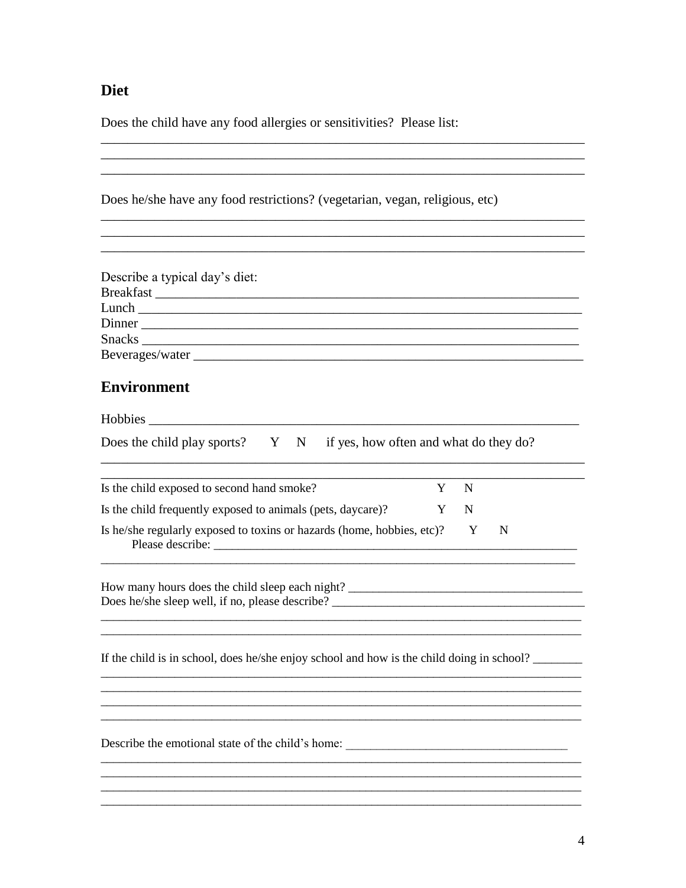## Diet

Does the child have any food allergies or sensitivities? Please list:

____________________________________________________________________________
____________________________________________________________________________
____________________________________________________________________________

Does he/she have any food restrictions? (vegetarian, vegan, religious, etc)

____________________________________________________________________________
____________________________________________________________________________
____________________________________________________________________________

Describe a typical day's diet:

Breakfast ___________________________________________________________________

Lunch ______________________________________________________________________

Dinner _____________________________________________________________________

Snacks _____________________________________________________________________

Beverages/water ______________________________________________________________

## Environment

Hobbies ____________________________________________________________________

Does the child play sports? Y N if yes, how often and what do they do?

____________________________________________________________________________
____________________________________________________________________________

Is the child exposed to second hand smoke? Y N

Is the child frequently exposed to animals (pets, daycare)? Y N

Is he/she regularly exposed to toxins or hazards (home, hobbies, etc)? Y N

Please describe: ____________________________________________________________

____________________________________________________________________________

How many hours does the child sleep each night? _____________________________________

Does he/she sleep well, if no, please describe? _______________________________________

____________________________________________________________________________
____________________________________________________________________________

If the child is in school, does he/she enjoy school and how is the child doing in school? ________

____________________________________________________________________________
____________________________________________________________________________
____________________________________________________________________________
____________________________________________________________________________

Describe the emotional state of the child's home: ____________________________________

____________________________________________________________________________
____________________________________________________________________________
____________________________________________________________________________
____________________________________________________________________________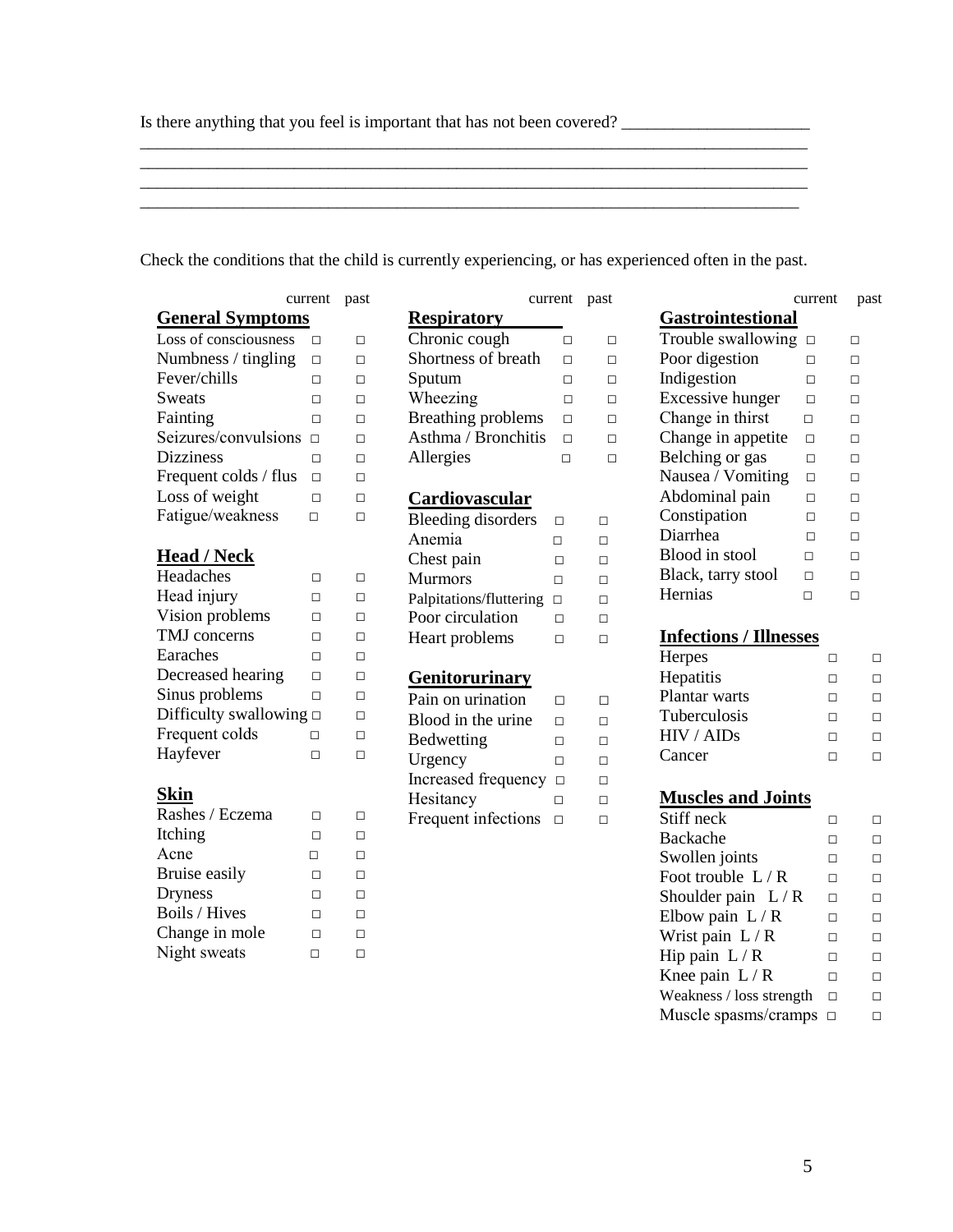Is there anything that you feel is important that has not been covered? ______________________
_____________________________________________________________________________
_____________________________________________________________________________
_____________________________________________________________________________
____________________________________________________________________________

Check the conditions that the child is currently experiencing, or has experienced often in the past.

| General Symptoms | current | past |
|---|---|---|
| Loss of consciousness | □ | □ |
| Numbness / tingling | □ | □ |
| Fever/chills | □ | □ |
| Sweats | □ | □ |
| Fainting | □ | □ |
| Seizures/convulsions | □ | □ |
| Dizziness | □ | □ |
| Frequent colds / flus | □ | □ |
| Loss of weight | □ | □ |
| Fatigue/weakness | □ | □ |

| Head / Neck | current | past |
|---|---|---|
| Headaches | □ | □ |
| Head injury | □ | □ |
| Vision problems | □ | □ |
| TMJ concerns | □ | □ |
| Earaches | □ | □ |
| Decreased hearing | □ | □ |
| Sinus problems | □ | □ |
| Difficulty swallowing | □ | □ |
| Frequent colds | □ | □ |
| Hayfever | □ | □ |

| Skin | current | past |
|---|---|---|
| Rashes / Eczema | □ | □ |
| Itching | □ | □ |
| Acne | □ | □ |
| Bruise easily | □ | □ |
| Dryness | □ | □ |
| Boils / Hives | □ | □ |
| Change in mole | □ | □ |
| Night sweats | □ | □ |

| Respiratory | current | past |
|---|---|---|
| Chronic cough | □ | □ |
| Shortness of breath | □ | □ |
| Sputum | □ | □ |
| Wheezing | □ | □ |
| Breathing problems | □ | □ |
| Asthma / Bronchitis | □ | □ |
| Allergies | □ | □ |

| Cardiovascular | current | past |
|---|---|---|
| Bleeding disorders | □ | □ |
| Anemia | □ | □ |
| Chest pain | □ | □ |
| Murmors | □ | □ |
| Palpitations/fluttering | □ | □ |
| Poor circulation | □ | □ |
| Heart problems | □ | □ |

| Genitorurinary | current | past |
|---|---|---|
| Pain on urination | □ | □ |
| Blood in the urine | □ | □ |
| Bedwetting | □ | □ |
| Urgency | □ | □ |
| Increased frequency | □ | □ |
| Hesitancy | □ | □ |
| Frequent infections | □ | □ |

| Gastrointestional | current | past |
|---|---|---|
| Trouble swallowing | □ | □ |
| Poor digestion | □ | □ |
| Indigestion | □ | □ |
| Excessive hunger | □ | □ |
| Change in thirst | □ | □ |
| Change in appetite | □ | □ |
| Belching or gas | □ | □ |
| Nausea / Vomiting | □ | □ |
| Abdominal pain | □ | □ |
| Constipation | □ | □ |
| Diarrhea | □ | □ |
| Blood in stool | □ | □ |
| Black, tarry stool | □ | □ |
| Hernias | □ | □ |

| Infections / Illnesses | current | past |
|---|---|---|
| Herpes | □ | □ |
| Hepatitis | □ | □ |
| Plantar warts | □ | □ |
| Tuberculosis | □ | □ |
| HIV / AIDs | □ | □ |
| Cancer | □ | □ |

| Muscles and Joints | current | past |
|---|---|---|
| Stiff neck | □ | □ |
| Backache | □ | □ |
| Swollen joints | □ | □ |
| Foot trouble L / R | □ | □ |
| Shoulder pain L / R | □ | □ |
| Elbow pain L / R | □ | □ |
| Wrist pain L / R | □ | □ |
| Hip pain L / R | □ | □ |
| Knee pain L / R | □ | □ |
| Weakness / loss strength | □ | □ |
| Muscle spasms/cramps | □ | □ |